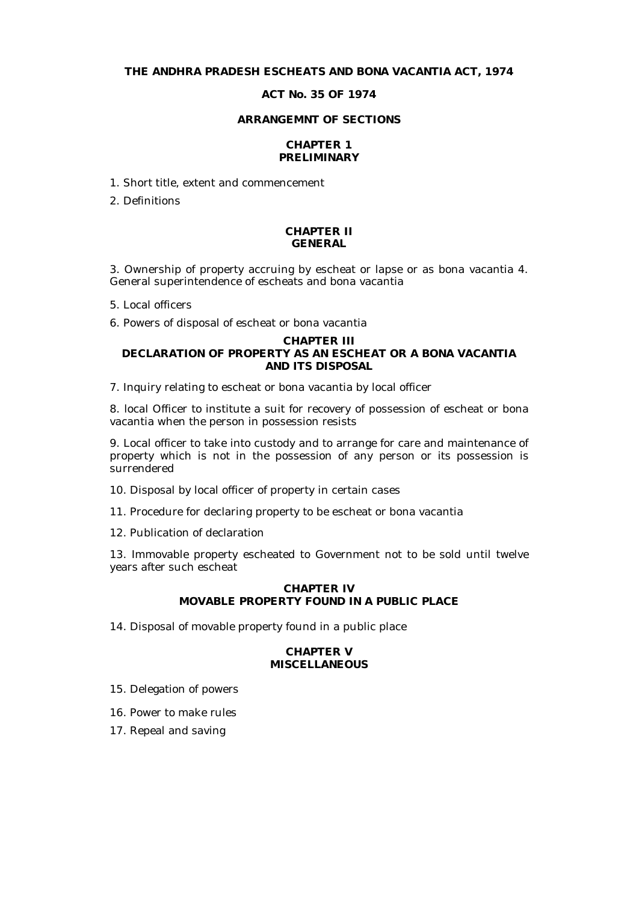# THE ANDHRA PRADESH ESCHEATS AND BONA VACANTIA ACT, 1974

## ACT No. 35 OF 1974

## ARRANGEMNT OF SECTIONS

### CHAPTER 1
### PRELIMINARY

1. Short title, extent and commencement

2. Definitions

### CHAPTER II
### GENERAL

3. Ownership of property accruing by escheat or lapse or as bona vacantia 4. General superintendence of escheats and bona vacantia

5. Local officers

6. Powers of disposal of escheat or bona vacantia

### CHAPTER III
### DECLARATION OF PROPERTY AS AN ESCHEAT OR A BONA VACANTIA AND ITS DISPOSAL

7. Inquiry relating to escheat or bona vacantia by local officer

8. local Officer to institute a suit for recovery of possession of escheat or bona vacantia when the person in possession resists

9. Local officer to take into custody and to arrange for care and maintenance of property which is not in the possession of any person or its possession is surrendered

10. Disposal by local officer of property in certain cases

11. Procedure for declaring property to be escheat or bona vacantia

12. Publication of declaration

13. Immovable property escheated to Government not to be sold until twelve years after such escheat

### CHAPTER IV
### MOVABLE PROPERTY FOUND IN A PUBLIC PLACE

14. Disposal of movable property found in a public place

### CHAPTER V
### MISCELLANEOUS

15. Delegation of powers

16. Power to make rules

17. Repeal and saving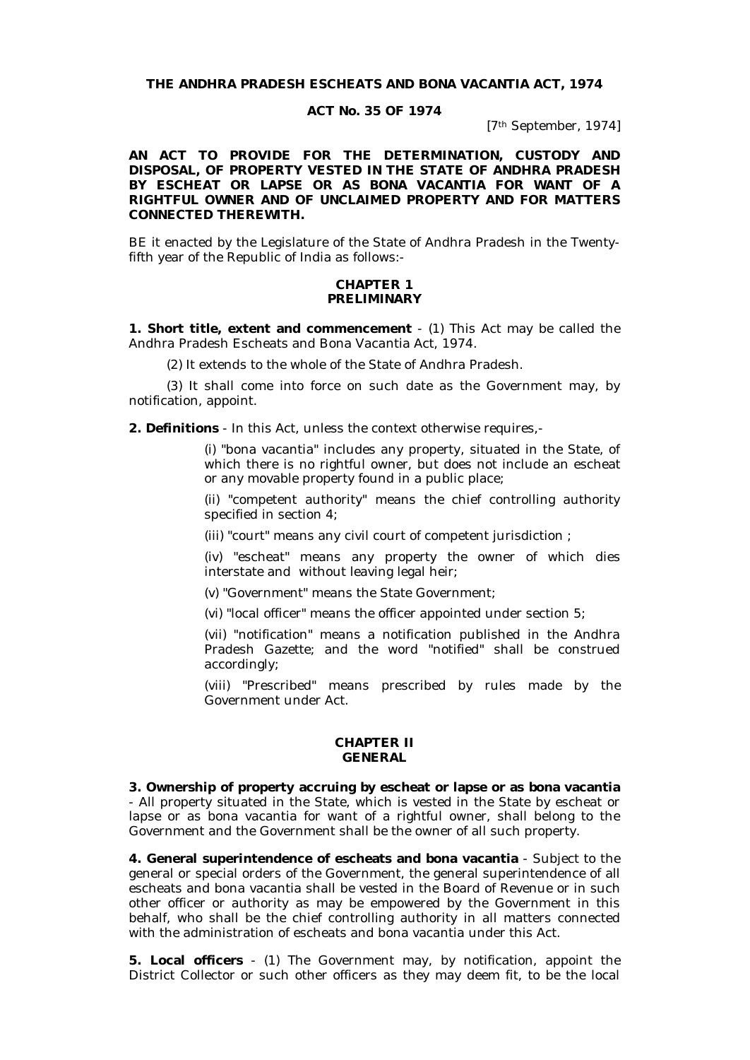**THE ANDHRA PRADESH ESCHEATS AND BONA VACANTIA ACT, 1974**

**ACT No. 35 OF 1974**

[7th September, 1974]

**AN ACT TO PROVIDE FOR THE DETERMINATION, CUSTODY AND DISPOSAL, OF PROPERTY VESTED IN THE STATE OF ANDHRA PRADESH BY ESCHEAT OR LAPSE OR AS BONA VACANTIA FOR WANT OF A RIGHTFUL OWNER AND OF UNCLAIMED PROPERTY AND FOR MATTERS CONNECTED THEREWITH.**

BE it enacted by the Legislature of the State of Andhra Pradesh in the Twenty-fifth year of the Republic of India as follows:-

**CHAPTER 1**
**PRELIMINARY**

**1. Short title, extent and commencement** - (1) This Act may be called the Andhra Pradesh Escheats and Bona Vacantia Act, 1974.

(2) It extends to the whole of the State of Andhra Pradesh.

(3) It shall come into force on such date as the Government may, by notification, appoint.

**2. Definitions** - In this Act, unless the context otherwise requires,-

(i) "bona vacantia" includes any property, situated in the State, of which there is no rightful owner, but does not include an escheat or any movable property found in a public place;

(ii) "competent authority" means the chief controlling authority specified in section 4;

(iii) "court" means any civil court of competent jurisdiction ;

(iv) "escheat" means any property the owner of which dies interstate and without leaving legal heir;

(v) "Government" means the State Government;

(vi) "local officer" means the officer appointed under section 5;

(vii) "notification" means a notification published in the Andhra Pradesh Gazette; and the word "notified" shall be construed accordingly;

(viii) "Prescribed" means prescribed by rules made by the Government under Act.

**CHAPTER II**
**GENERAL**

**3. Ownership of property accruing by escheat or lapse or as bona vacantia** - All property situated in the State, which is vested in the State by escheat or lapse or as bona vacantia for want of a rightful owner, shall belong to the Government and the Government shall be the owner of all such property.

**4. General superintendence of escheats and bona vacantia** - Subject to the general or special orders of the Government, the general superintendence of all escheats and bona vacantia shall be vested in the Board of Revenue or in such other officer or authority as may be empowered by the Government in this behalf, who shall be the chief controlling authority in all matters connected with the administration of escheats and bona vacantia under this Act.

**5. Local officers** - (1) The Government may, by notification, appoint the District Collector or such other officers as they may deem fit, to be the local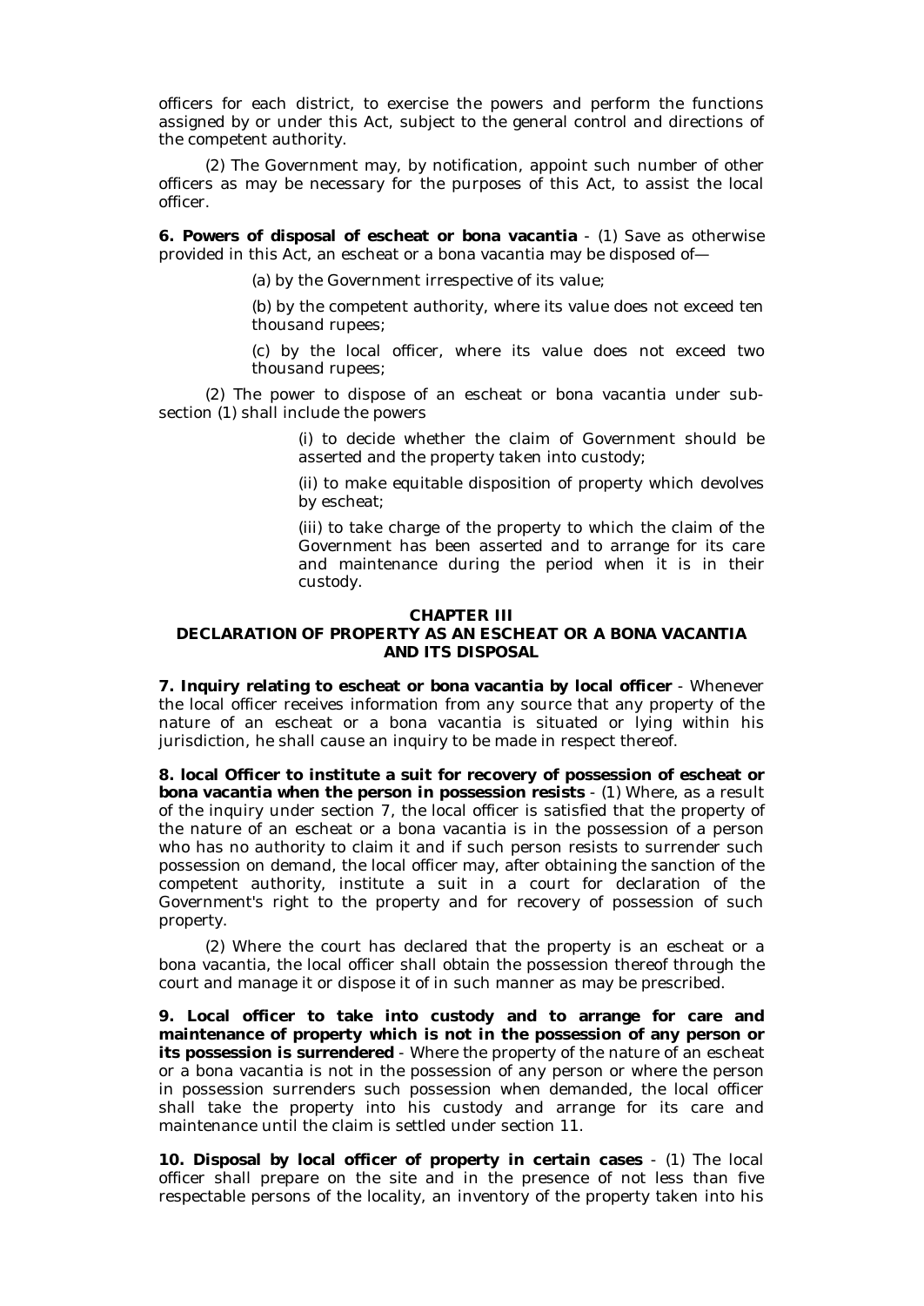officers for each district, to exercise the powers and perform the functions assigned by or under this Act, subject to the general control and directions of the competent authority.

(2) The Government may, by notification, appoint such number of other officers as may be necessary for the purposes of this Act, to assist the local officer.

**6. Powers of disposal of escheat or bona vacantia** - (1) Save as otherwise provided in this Act, an escheat or a bona vacantia may be disposed of—

(a) by the Government irrespective of its value;

(b) by the competent authority, where its value does not exceed ten thousand rupees;

(c) by the local officer, where its value does not exceed two thousand rupees;

(2) The power to dispose of an escheat or bona vacantia under sub-section (1) shall include the powers

(i) to decide whether the claim of Government should be asserted and the property taken into custody;

(ii) to make equitable disposition of property which devolves by escheat;

(iii) to take charge of the property to which the claim of the Government has been asserted and to arrange for its care and maintenance during the period when it is in their custody.

## CHAPTER III
## DECLARATION OF PROPERTY AS AN ESCHEAT OR A BONA VACANTIA AND ITS DISPOSAL

**7. Inquiry relating to escheat or bona vacantia by local officer** - Whenever the local officer receives information from any source that any property of the nature of an escheat or a bona vacantia is situated or lying within his jurisdiction, he shall cause an inquiry to be made in respect thereof.

**8. local Officer to institute a suit for recovery of possession of escheat or bona vacantia when the person in possession resists** - (1) Where, as a result of the inquiry under section 7, the local officer is satisfied that the property of the nature of an escheat or a bona vacantia is in the possession of a person who has no authority to claim it and if such person resists to surrender such possession on demand, the local officer may, after obtaining the sanction of the competent authority, institute a suit in a court for declaration of the Government's right to the property and for recovery of possession of such property.

(2) Where the court has declared that the property is an escheat or a bona vacantia, the local officer shall obtain the possession thereof through the court and manage it or dispose it of in such manner as may be prescribed.

**9. Local officer to take into custody and to arrange for care and maintenance of property which is not in the possession of any person or its possession is surrendered** - Where the property of the nature of an escheat or a bona vacantia is not in the possession of any person or where the person in possession surrenders such possession when demanded, the local officer shall take the property into his custody and arrange for its care and maintenance until the claim is settled under section 11.

**10. Disposal by local officer of property in certain cases** - (1) The local officer shall prepare on the site and in the presence of not less than five respectable persons of the locality, an inventory of the property taken into his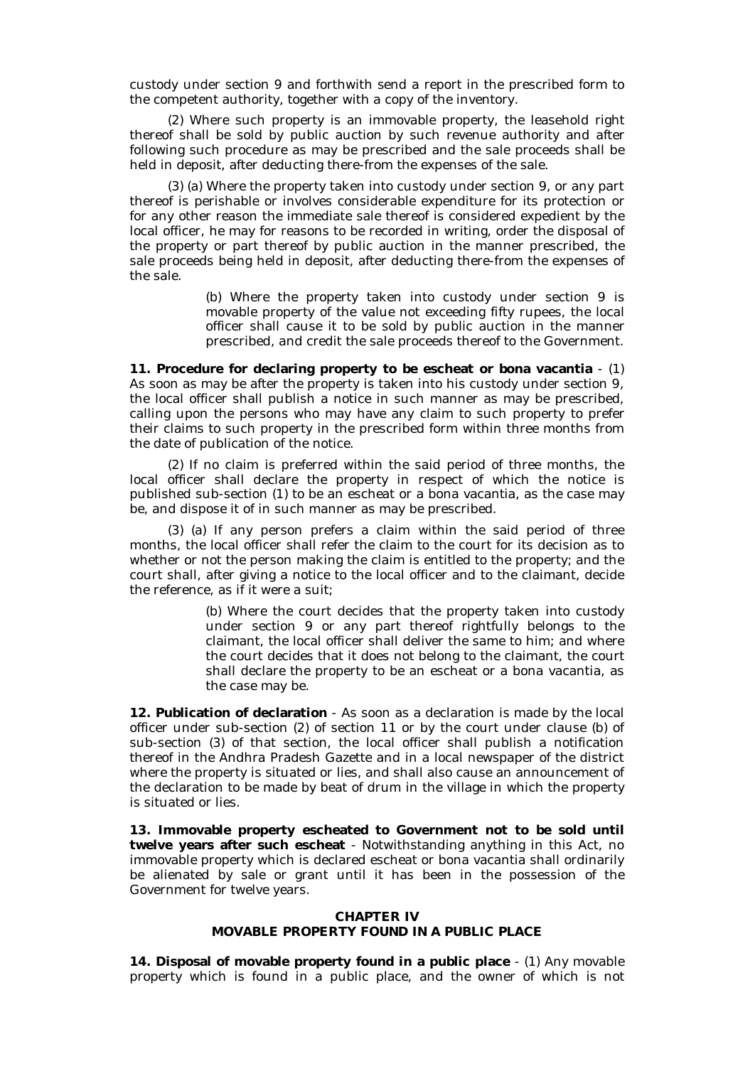custody under section 9 and forthwith send a report in the prescribed form to the competent authority, together with a copy of the inventory.

(2) Where such property is an immovable property, the leasehold right thereof shall be sold by public auction by such revenue authority and after following such procedure as may be prescribed and the sale proceeds shall be held in deposit, after deducting there-from the expenses of the sale.

(3) (a) Where the property taken into custody under section 9, or any part thereof is perishable or involves considerable expenditure for its protection or for any other reason the immediate sale thereof is considered expedient by the local officer, he may for reasons to be recorded in writing, order the disposal of the property or part thereof by public auction in the manner prescribed, the sale proceeds being held in deposit, after deducting there-from the expenses of the sale.

> (b) Where the property taken into custody under section 9 is movable property of the value not exceeding fifty rupees, the local officer shall cause it to be sold by public auction in the manner prescribed, and credit the sale proceeds thereof to the Government.

**11. Procedure for declaring property to be escheat or bona vacantia** - (1) As soon as may be after the property is taken into his custody under section 9, the local officer shall publish a notice in such manner as may be prescribed, calling upon the persons who may have any claim to such property to prefer their claims to such property in the prescribed form within three months from the date of publication of the notice.

(2) If no claim is preferred within the said period of three months, the local officer shall declare the property in respect of which the notice is published sub-section (1) to be an escheat or a bona vacantia, as the case may be, and dispose it of in such manner as may be prescribed.

(3) (a) If any person prefers a claim within the said period of three months, the local officer shall refer the claim to the court for its decision as to whether or not the person making the claim is entitled to the property; and the court shall, after giving a notice to the local officer and to the claimant, decide the reference, as if it were a suit;

> (b) Where the court decides that the property taken into custody under section 9 or any part thereof rightfully belongs to the claimant, the local officer shall deliver the same to him; and where the court decides that it does not belong to the claimant, the court shall declare the property to be an escheat or a bona vacantia, as the case may be.

**12. Publication of declaration** - As soon as a declaration is made by the local officer under sub-section (2) of section 11 or by the court under clause (b) of sub-section (3) of that section, the local officer shall publish a notification thereof in the Andhra Pradesh Gazette and in a local newspaper of the district where the property is situated or lies, and shall also cause an announcement of the declaration to be made by beat of drum in the village in which the property is situated or lies.

**13. Immovable property escheated to Government not to be sold until twelve years after such escheat** - Notwithstanding anything in this Act, no immovable property which is declared escheat or bona vacantia shall ordinarily be alienated by sale or grant until it has been in the possession of the Government for twelve years.

## CHAPTER IV
## MOVABLE PROPERTY FOUND IN A PUBLIC PLACE

**14. Disposal of movable property found in a public place** - (1) Any movable property which is found in a public place, and the owner of which is not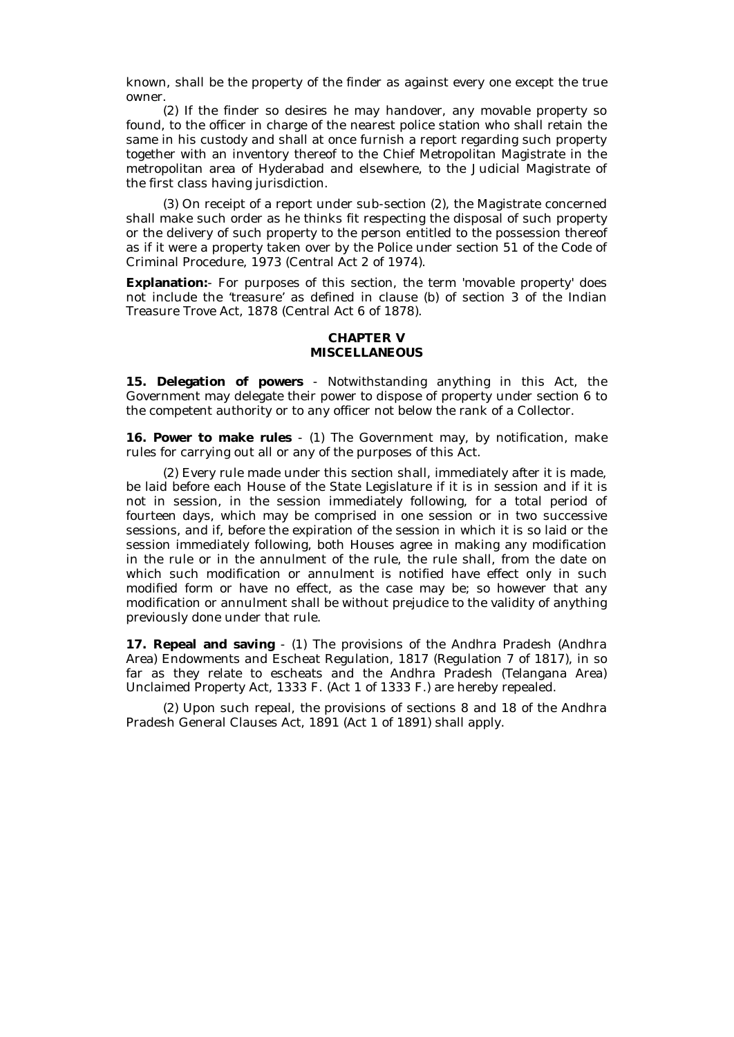known, shall be the property of the finder as against every one except the true owner.

(2) If the finder so desires he may handover, any movable property so found, to the officer in charge of the nearest police station who shall retain the same in his custody and shall at once furnish a report regarding such property together with an inventory thereof to the Chief Metropolitan Magistrate in the metropolitan area of Hyderabad and elsewhere, to the Judicial Magistrate of the first class having jurisdiction.

(3) On receipt of a report under sub-section (2), the Magistrate concerned shall make such order as he thinks fit respecting the disposal of such property or the delivery of such property to the person entitled to the possession thereof as if it were a property taken over by the Police under section 51 of the Code of Criminal Procedure, 1973 (Central Act 2 of 1974).

**Explanation:**- For purposes of this section, the term 'movable property' does not include the 'treasure' as defined in clause (b) of section 3 of the Indian Treasure Trove Act, 1878 (Central Act 6 of 1878).

## CHAPTER V
## MISCELLANEOUS

**15. Delegation of powers** - Notwithstanding anything in this Act, the Government may delegate their power to dispose of property under section 6 to the competent authority or to any officer not below the rank of a Collector.

**16. Power to make rules** - (1) The Government may, by notification, make rules for carrying out all or any of the purposes of this Act.

(2) Every rule made under this section shall, immediately after it is made, be laid before each House of the State Legislature if it is in session and if it is not in session, in the session immediately following, for a total period of fourteen days, which may be comprised in one session or in two successive sessions, and if, before the expiration of the session in which it is so laid or the session immediately following, both Houses agree in making any modification in the rule or in the annulment of the rule, the rule shall, from the date on which such modification or annulment is notified have effect only in such modified form or have no effect, as the case may be; so however that any modification or annulment shall be without prejudice to the validity of anything previously done under that rule.

**17. Repeal and saving** - (1) The provisions of the Andhra Pradesh (Andhra Area) Endowments and Escheat Regulation, 1817 (Regulation 7 of 1817), in so far as they relate to escheats and the Andhra Pradesh (Telangana Area) Unclaimed Property Act, 1333 F. (Act 1 of 1333 F.) are hereby repealed.

(2) Upon such repeal, the provisions of sections 8 and 18 of the Andhra Pradesh General Clauses Act, 1891 (Act 1 of 1891) shall apply.